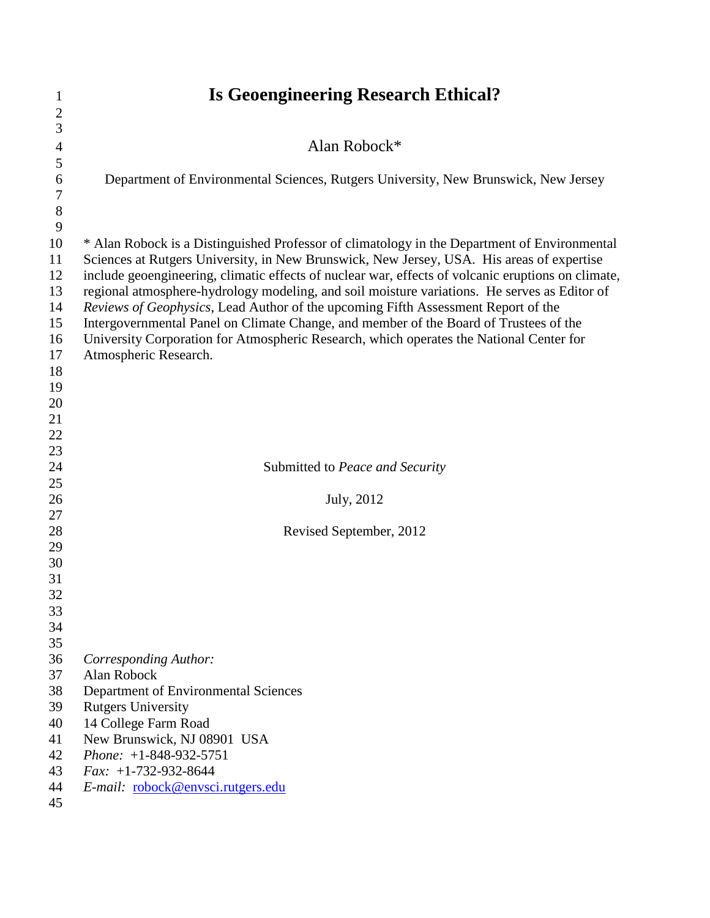# Is Geoengineering Research Ethical?

Alan Robock*

Department of Environmental Sciences, Rutgers University, New Brunswick, New Jersey

\* Alan Robock is a Distinguished Professor of climatology in the Department of Environmental Sciences at Rutgers University, in New Brunswick, New Jersey, USA. His areas of expertise include geoengineering, climatic effects of nuclear war, effects of volcanic eruptions on climate, regional atmosphere-hydrology modeling, and soil moisture variations. He serves as Editor of *Reviews of Geophysics*, Lead Author of the upcoming Fifth Assessment Report of the Intergovernmental Panel on Climate Change, and member of the Board of Trustees of the University Corporation for Atmospheric Research, which operates the National Center for Atmospheric Research.

Submitted to *Peace and Security*

July, 2012

Revised September, 2012

*Corresponding Author:*
Alan Robock
Department of Environmental Sciences
Rutgers University
14 College Farm Road
New Brunswick, NJ 08901 USA
*Phone:* +1-848-932-5751
*Fax:* +1-732-932-8644
*E-mail:* robock@envsci.rutgers.edu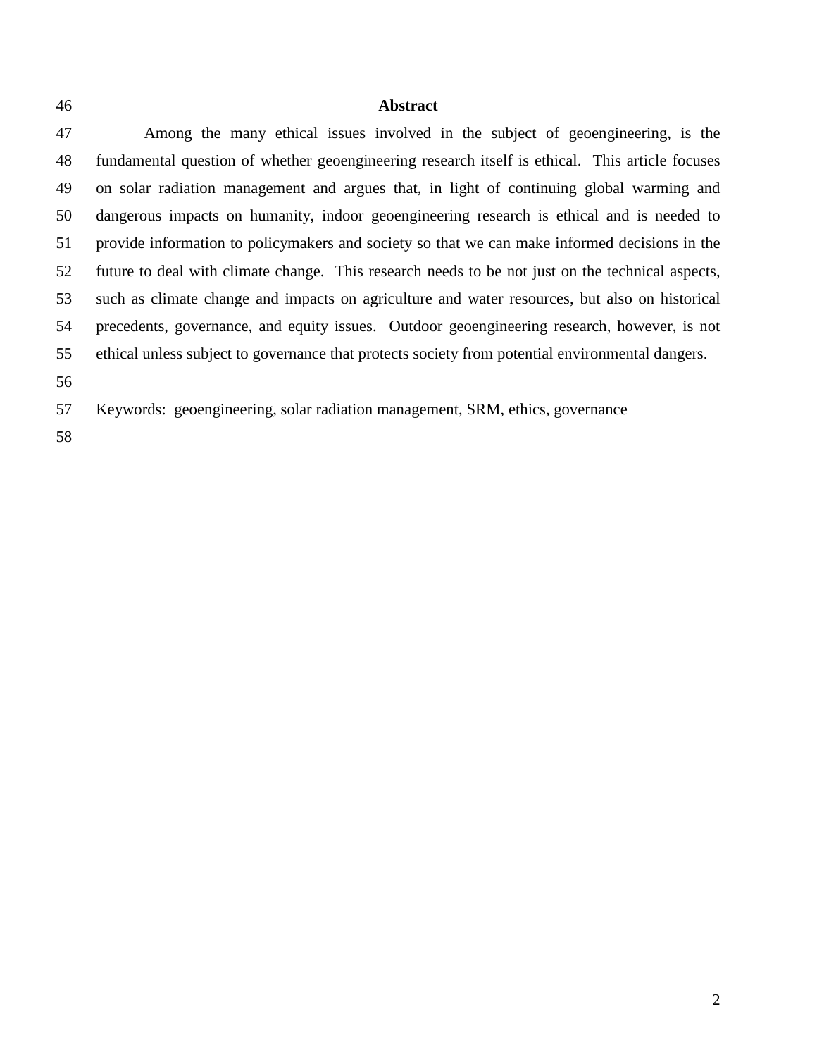## Abstract

Among the many ethical issues involved in the subject of geoengineering, is the fundamental question of whether geoengineering research itself is ethical. This article focuses on solar radiation management and argues that, in light of continuing global warming and dangerous impacts on humanity, indoor geoengineering research is ethical and is needed to provide information to policymakers and society so that we can make informed decisions in the future to deal with climate change. This research needs to be not just on the technical aspects, such as climate change and impacts on agriculture and water resources, but also on historical precedents, governance, and equity issues. Outdoor geoengineering research, however, is not ethical unless subject to governance that protects society from potential environmental dangers.

Keywords: geoengineering, solar radiation management, SRM, ethics, governance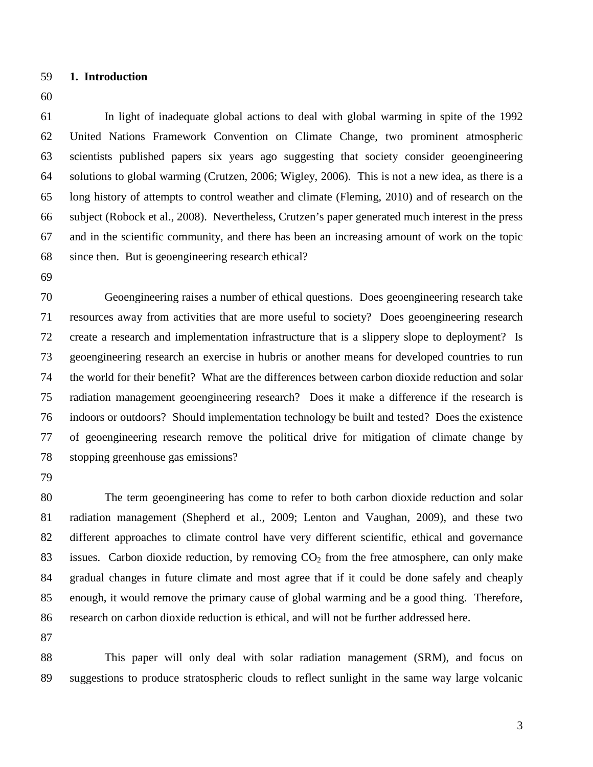## 1. Introduction

In light of inadequate global actions to deal with global warming in spite of the 1992 United Nations Framework Convention on Climate Change, two prominent atmospheric scientists published papers six years ago suggesting that society consider geoengineering solutions to global warming (Crutzen, 2006; Wigley, 2006). This is not a new idea, as there is a long history of attempts to control weather and climate (Fleming, 2010) and of research on the subject (Robock et al., 2008). Nevertheless, Crutzen's paper generated much interest in the press and in the scientific community, and there has been an increasing amount of work on the topic since then. But is geoengineering research ethical?

Geoengineering raises a number of ethical questions. Does geoengineering research take resources away from activities that are more useful to society? Does geoengineering research create a research and implementation infrastructure that is a slippery slope to deployment? Is geoengineering research an exercise in hubris or another means for developed countries to run the world for their benefit? What are the differences between carbon dioxide reduction and solar radiation management geoengineering research? Does it make a difference if the research is indoors or outdoors? Should implementation technology be built and tested? Does the existence of geoengineering research remove the political drive for mitigation of climate change by stopping greenhouse gas emissions?

The term geoengineering has come to refer to both carbon dioxide reduction and solar radiation management (Shepherd et al., 2009; Lenton and Vaughan, 2009), and these two different approaches to climate control have very different scientific, ethical and governance issues. Carbon dioxide reduction, by removing $CO_2$ from the free atmosphere, can only make gradual changes in future climate and most agree that if it could be done safely and cheaply enough, it would remove the primary cause of global warming and be a good thing. Therefore, research on carbon dioxide reduction is ethical, and will not be further addressed here.

This paper will only deal with solar radiation management (SRM), and focus on suggestions to produce stratospheric clouds to reflect sunlight in the same way large volcanic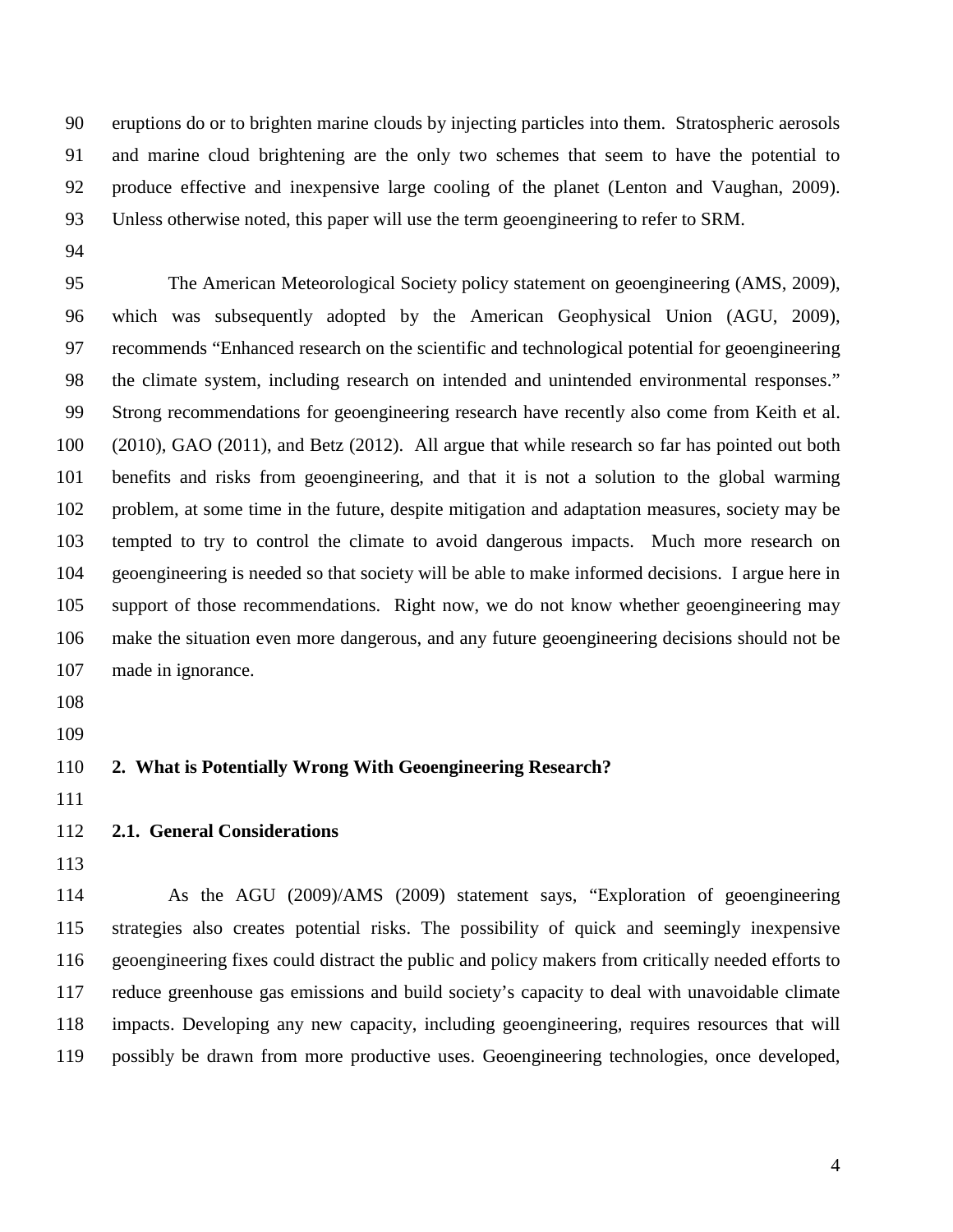eruptions do or to brighten marine clouds by injecting particles into them. Stratospheric aerosols and marine cloud brightening are the only two schemes that seem to have the potential to produce effective and inexpensive large cooling of the planet (Lenton and Vaughan, 2009). Unless otherwise noted, this paper will use the term geoengineering to refer to SRM.

The American Meteorological Society policy statement on geoengineering (AMS, 2009), which was subsequently adopted by the American Geophysical Union (AGU, 2009), recommends "Enhanced research on the scientific and technological potential for geoengineering the climate system, including research on intended and unintended environmental responses." Strong recommendations for geoengineering research have recently also come from Keith et al. (2010), GAO (2011), and Betz (2012). All argue that while research so far has pointed out both benefits and risks from geoengineering, and that it is not a solution to the global warming problem, at some time in the future, despite mitigation and adaptation measures, society may be tempted to try to control the climate to avoid dangerous impacts. Much more research on geoengineering is needed so that society will be able to make informed decisions. I argue here in support of those recommendations. Right now, we do not know whether geoengineering may make the situation even more dangerous, and any future geoengineering decisions should not be made in ignorance.

## 2. What is Potentially Wrong With Geoengineering Research?

### 2.1. General Considerations

As the AGU (2009)/AMS (2009) statement says, "Exploration of geoengineering strategies also creates potential risks. The possibility of quick and seemingly inexpensive geoengineering fixes could distract the public and policy makers from critically needed efforts to reduce greenhouse gas emissions and build society's capacity to deal with unavoidable climate impacts. Developing any new capacity, including geoengineering, requires resources that will possibly be drawn from more productive uses. Geoengineering technologies, once developed,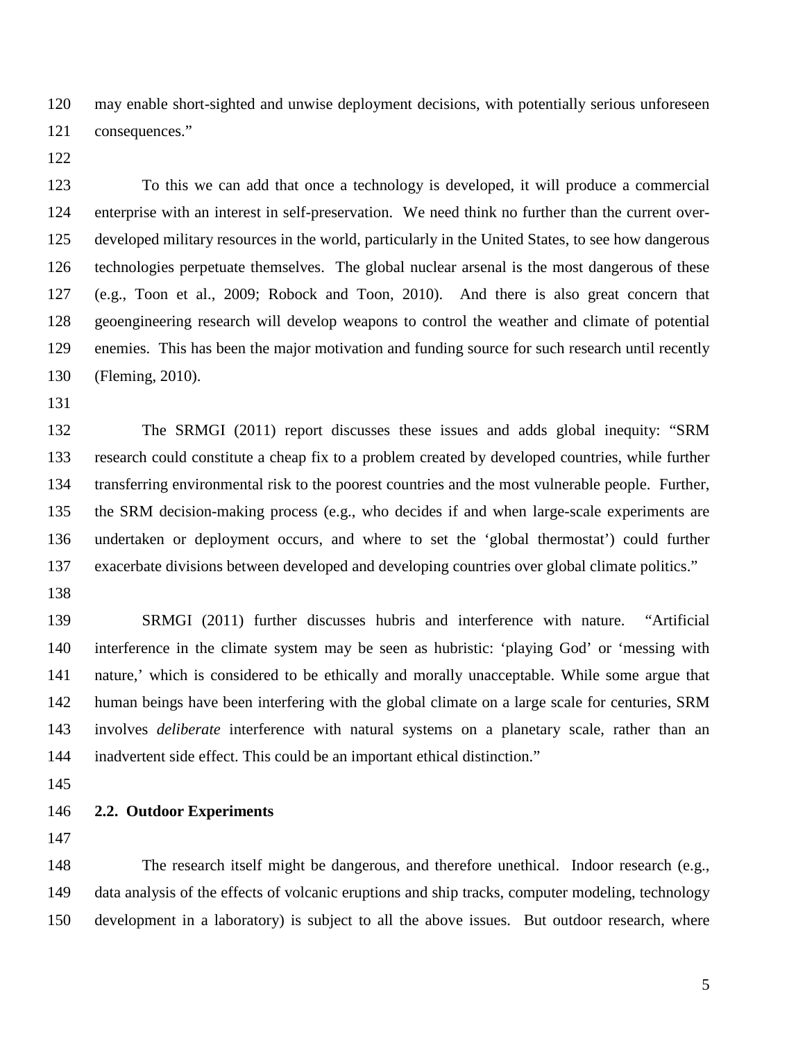may enable short-sighted and unwise deployment decisions, with potentially serious unforeseen consequences."

To this we can add that once a technology is developed, it will produce a commercial enterprise with an interest in self-preservation. We need think no further than the current over-developed military resources in the world, particularly in the United States, to see how dangerous technologies perpetuate themselves. The global nuclear arsenal is the most dangerous of these (e.g., Toon et al., 2009; Robock and Toon, 2010). And there is also great concern that geoengineering research will develop weapons to control the weather and climate of potential enemies. This has been the major motivation and funding source for such research until recently (Fleming, 2010).

The SRMGI (2011) report discusses these issues and adds global inequity: "SRM research could constitute a cheap fix to a problem created by developed countries, while further transferring environmental risk to the poorest countries and the most vulnerable people. Further, the SRM decision-making process (e.g., who decides if and when large-scale experiments are undertaken or deployment occurs, and where to set the 'global thermostat') could further exacerbate divisions between developed and developing countries over global climate politics."

SRMGI (2011) further discusses hubris and interference with nature. "Artificial interference in the climate system may be seen as hubristic: 'playing God' or 'messing with nature,' which is considered to be ethically and morally unacceptable. While some argue that human beings have been interfering with the global climate on a large scale for centuries, SRM involves *deliberate* interference with natural systems on a planetary scale, rather than an inadvertent side effect. This could be an important ethical distinction."

## 2.2. Outdoor Experiments

The research itself might be dangerous, and therefore unethical. Indoor research (e.g., data analysis of the effects of volcanic eruptions and ship tracks, computer modeling, technology development in a laboratory) is subject to all the above issues. But outdoor research, where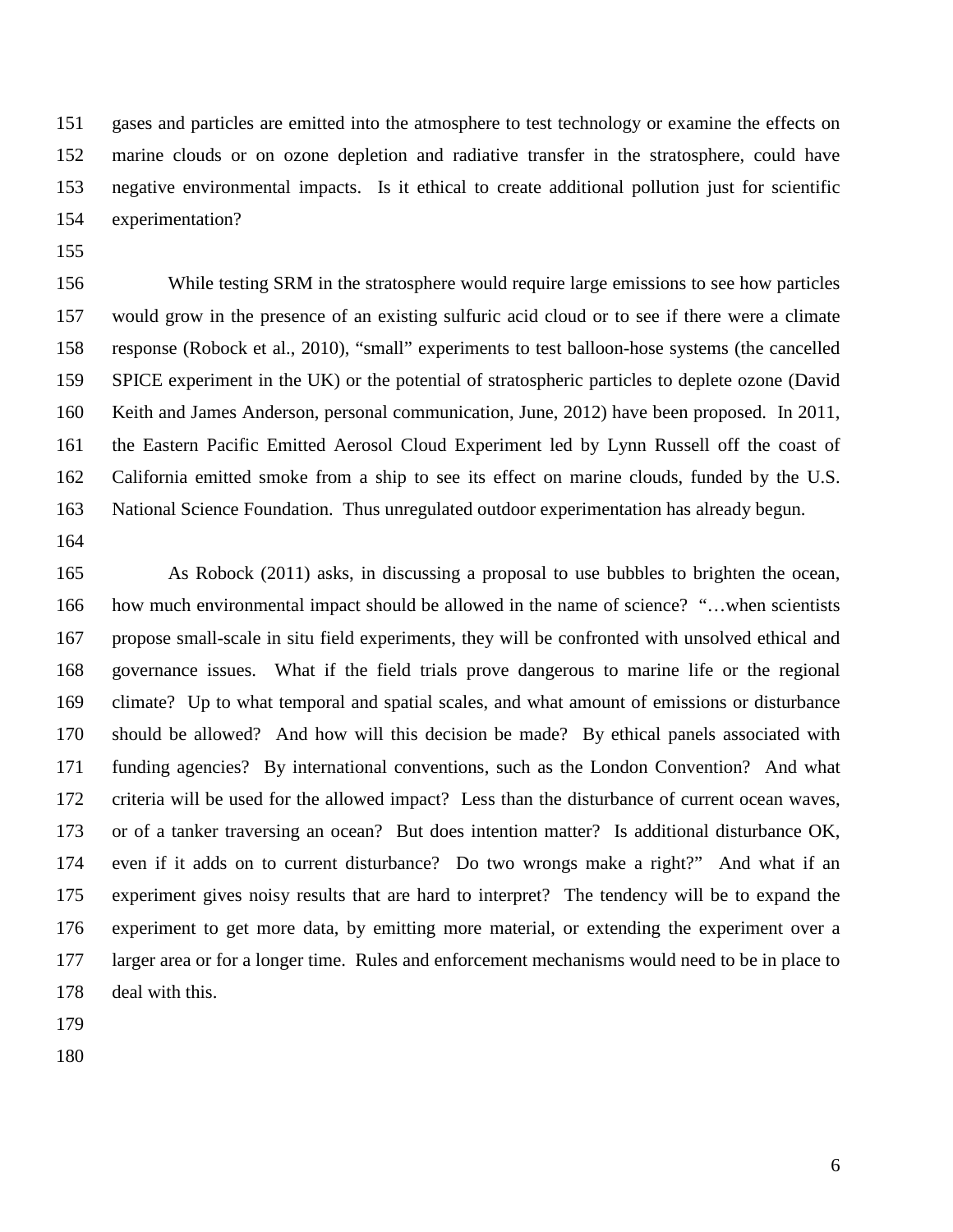gases and particles are emitted into the atmosphere to test technology or examine the effects on marine clouds or on ozone depletion and radiative transfer in the stratosphere, could have negative environmental impacts. Is it ethical to create additional pollution just for scientific experimentation?

While testing SRM in the stratosphere would require large emissions to see how particles would grow in the presence of an existing sulfuric acid cloud or to see if there were a climate response (Robock et al., 2010), "small" experiments to test balloon-hose systems (the cancelled SPICE experiment in the UK) or the potential of stratospheric particles to deplete ozone (David Keith and James Anderson, personal communication, June, 2012) have been proposed. In 2011, the Eastern Pacific Emitted Aerosol Cloud Experiment led by Lynn Russell off the coast of California emitted smoke from a ship to see its effect on marine clouds, funded by the U.S. National Science Foundation. Thus unregulated outdoor experimentation has already begun.

As Robock (2011) asks, in discussing a proposal to use bubbles to brighten the ocean, how much environmental impact should be allowed in the name of science? "…when scientists propose small-scale in situ field experiments, they will be confronted with unsolved ethical and governance issues. What if the field trials prove dangerous to marine life or the regional climate? Up to what temporal and spatial scales, and what amount of emissions or disturbance should be allowed? And how will this decision be made? By ethical panels associated with funding agencies? By international conventions, such as the London Convention? And what criteria will be used for the allowed impact? Less than the disturbance of current ocean waves, or of a tanker traversing an ocean? But does intention matter? Is additional disturbance OK, even if it adds on to current disturbance? Do two wrongs make a right?" And what if an experiment gives noisy results that are hard to interpret? The tendency will be to expand the experiment to get more data, by emitting more material, or extending the experiment over a larger area or for a longer time. Rules and enforcement mechanisms would need to be in place to deal with this.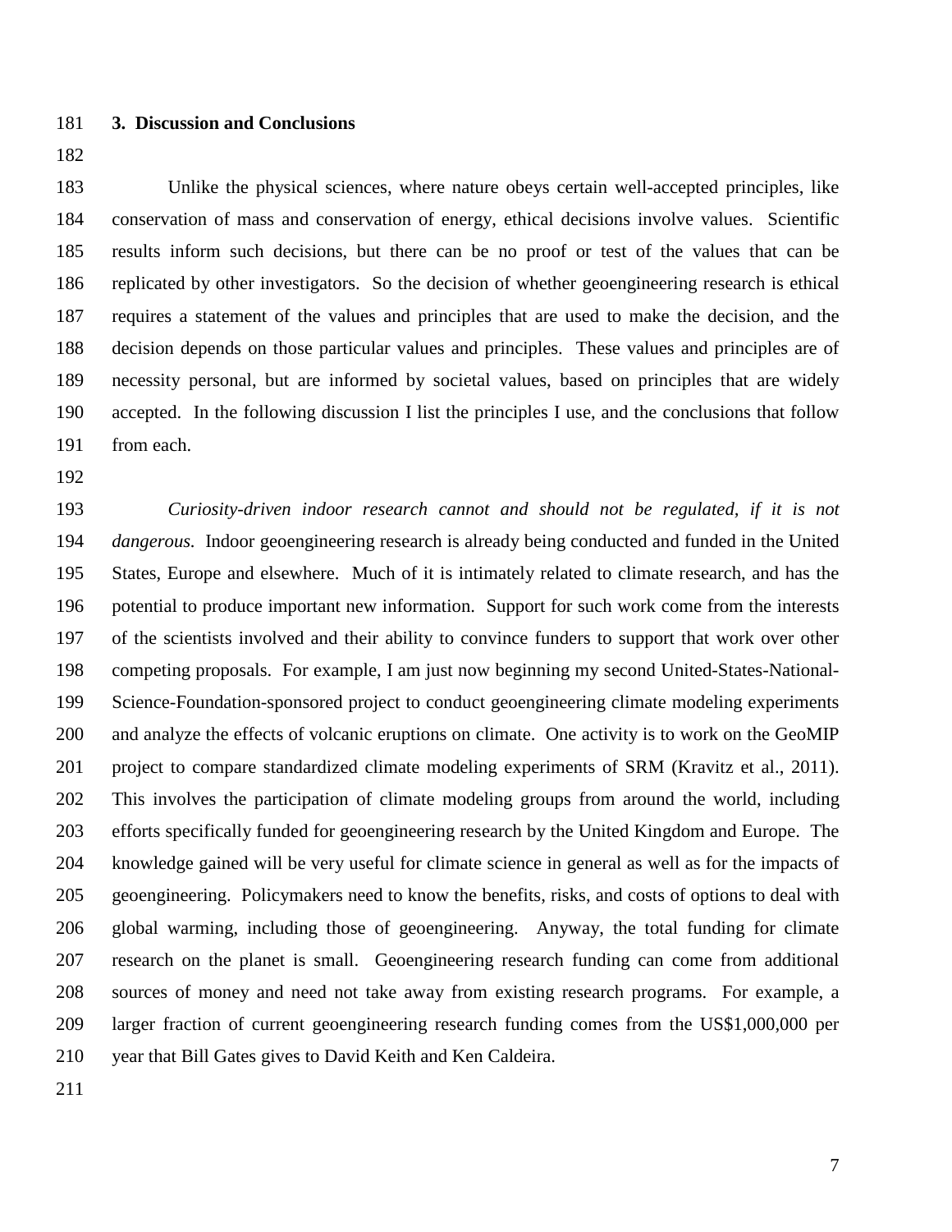## 3. Discussion and Conclusions

Unlike the physical sciences, where nature obeys certain well-accepted principles, like conservation of mass and conservation of energy, ethical decisions involve values. Scientific results inform such decisions, but there can be no proof or test of the values that can be replicated by other investigators. So the decision of whether geoengineering research is ethical requires a statement of the values and principles that are used to make the decision, and the decision depends on those particular values and principles. These values and principles are of necessity personal, but are informed by societal values, based on principles that are widely accepted. In the following discussion I list the principles I use, and the conclusions that follow from each.

*Curiosity-driven indoor research cannot and should not be regulated, if it is not dangerous.* Indoor geoengineering research is already being conducted and funded in the United States, Europe and elsewhere. Much of it is intimately related to climate research, and has the potential to produce important new information. Support for such work come from the interests of the scientists involved and their ability to convince funders to support that work over other competing proposals. For example, I am just now beginning my second United-States-National-Science-Foundation-sponsored project to conduct geoengineering climate modeling experiments and analyze the effects of volcanic eruptions on climate. One activity is to work on the GeoMIP project to compare standardized climate modeling experiments of SRM (Kravitz et al., 2011). This involves the participation of climate modeling groups from around the world, including efforts specifically funded for geoengineering research by the United Kingdom and Europe. The knowledge gained will be very useful for climate science in general as well as for the impacts of geoengineering. Policymakers need to know the benefits, risks, and costs of options to deal with global warming, including those of geoengineering. Anyway, the total funding for climate research on the planet is small. Geoengineering research funding can come from additional sources of money and need not take away from existing research programs. For example, a larger fraction of current geoengineering research funding comes from the US$1,000,000 per year that Bill Gates gives to David Keith and Ken Caldeira.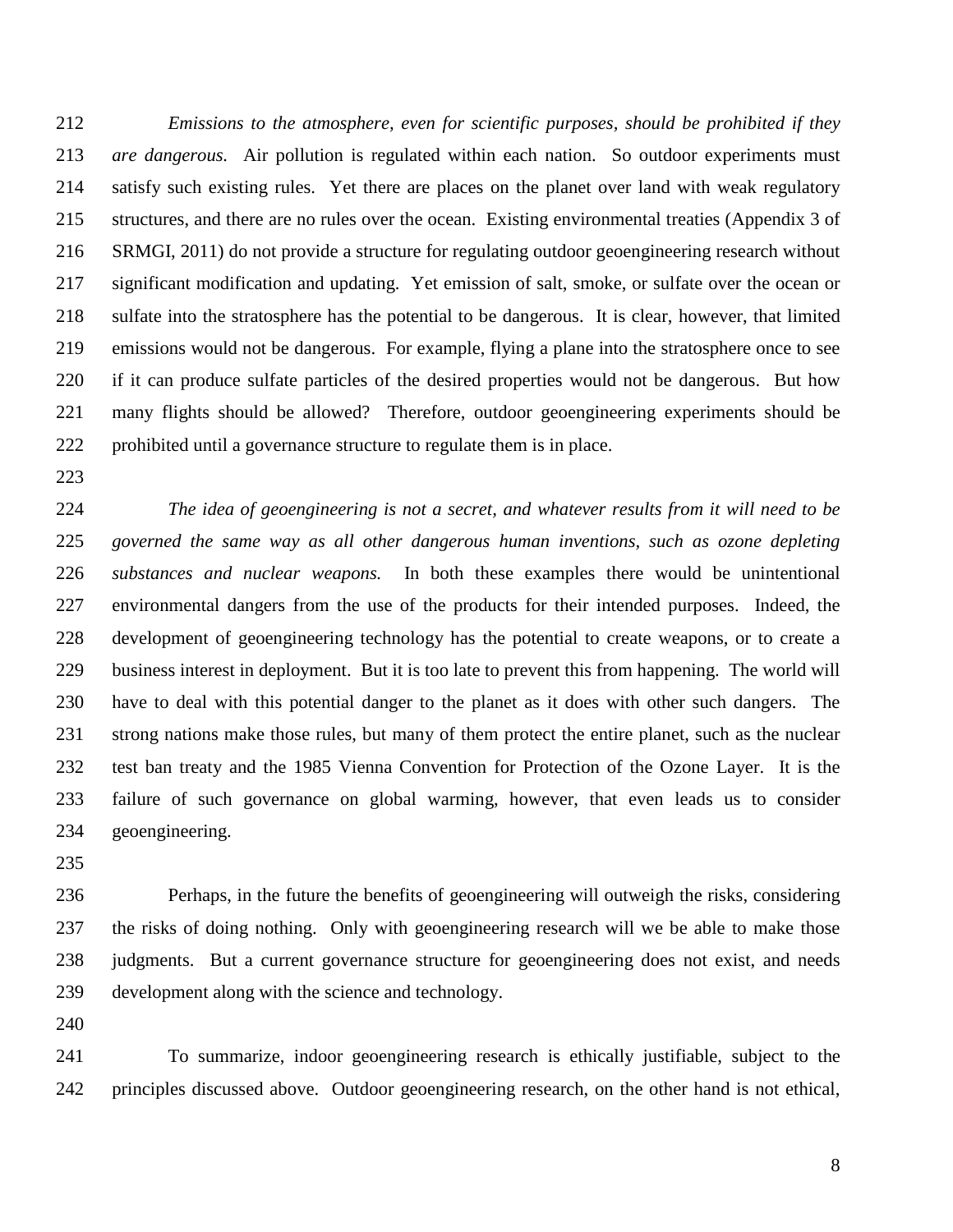*Emissions to the atmosphere, even for scientific purposes, should be prohibited if they are dangerous.* Air pollution is regulated within each nation. So outdoor experiments must satisfy such existing rules. Yet there are places on the planet over land with weak regulatory structures, and there are no rules over the ocean. Existing environmental treaties (Appendix 3 of SRMGI, 2011) do not provide a structure for regulating outdoor geoengineering research without significant modification and updating. Yet emission of salt, smoke, or sulfate over the ocean or sulfate into the stratosphere has the potential to be dangerous. It is clear, however, that limited emissions would not be dangerous. For example, flying a plane into the stratosphere once to see if it can produce sulfate particles of the desired properties would not be dangerous. But how many flights should be allowed? Therefore, outdoor geoengineering experiments should be prohibited until a governance structure to regulate them is in place.

*The idea of geoengineering is not a secret, and whatever results from it will need to be governed the same way as all other dangerous human inventions, such as ozone depleting substances and nuclear weapons.* In both these examples there would be unintentional environmental dangers from the use of the products for their intended purposes. Indeed, the development of geoengineering technology has the potential to create weapons, or to create a business interest in deployment. But it is too late to prevent this from happening. The world will have to deal with this potential danger to the planet as it does with other such dangers. The strong nations make those rules, but many of them protect the entire planet, such as the nuclear test ban treaty and the 1985 Vienna Convention for Protection of the Ozone Layer. It is the failure of such governance on global warming, however, that even leads us to consider geoengineering.

Perhaps, in the future the benefits of geoengineering will outweigh the risks, considering the risks of doing nothing. Only with geoengineering research will we be able to make those judgments. But a current governance structure for geoengineering does not exist, and needs development along with the science and technology.

To summarize, indoor geoengineering research is ethically justifiable, subject to the principles discussed above. Outdoor geoengineering research, on the other hand is not ethical,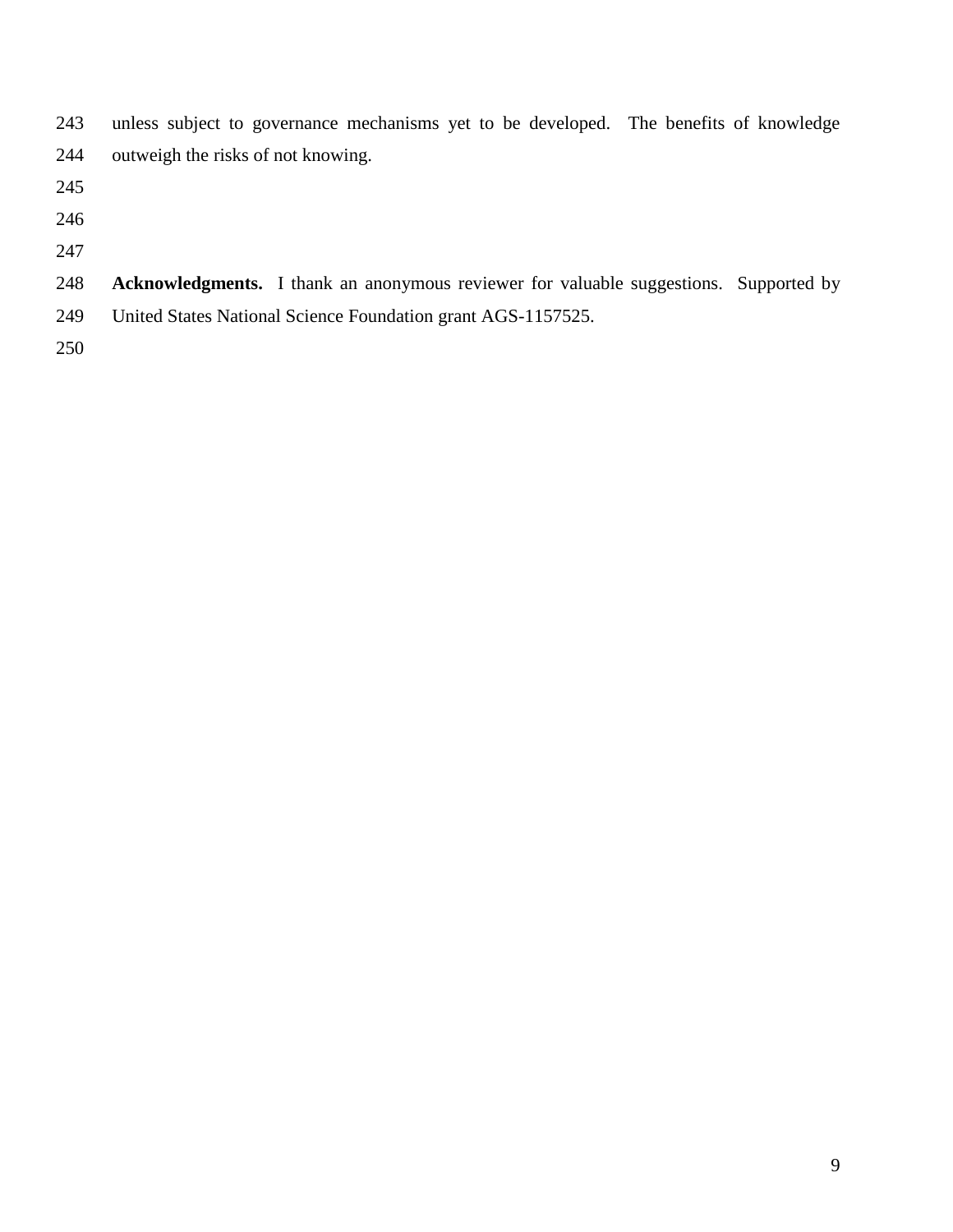unless subject to governance mechanisms yet to be developed. The benefits of knowledge outweigh the risks of not knowing.

**Acknowledgments.** I thank an anonymous reviewer for valuable suggestions. Supported by United States National Science Foundation grant AGS-1157525.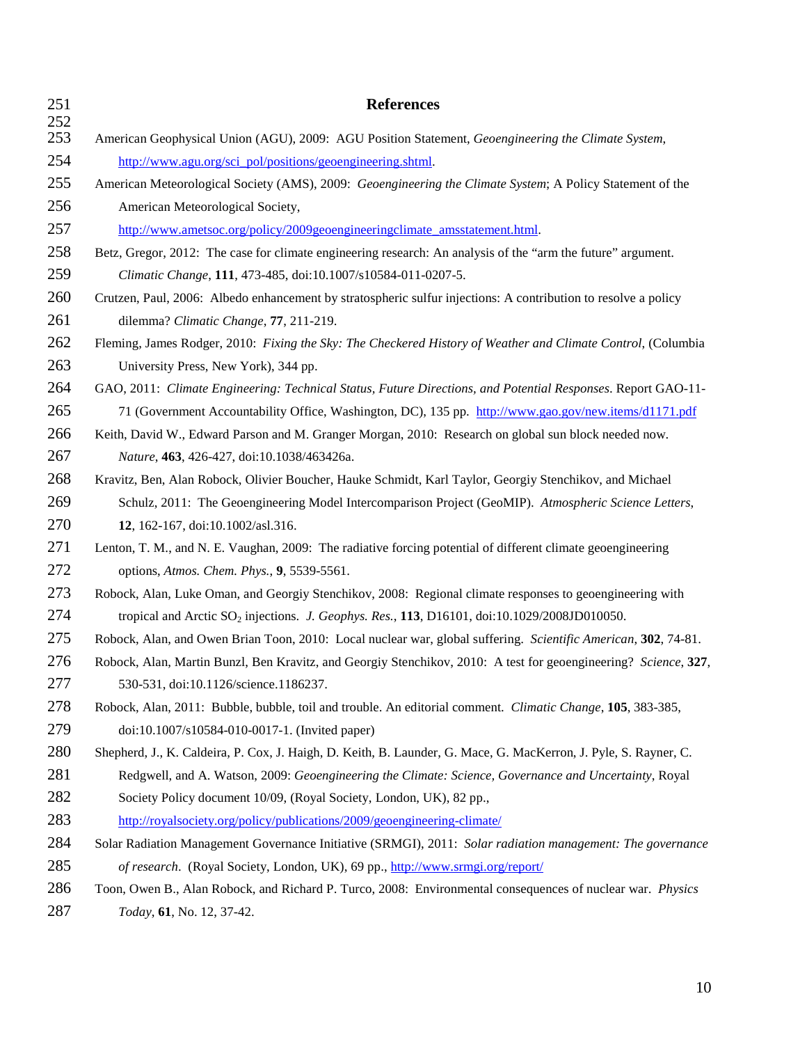# References

American Geophysical Union (AGU), 2009: AGU Position Statement, *Geoengineering the Climate System*, http://www.agu.org/sci_pol/positions/geoengineering.shtml.

American Meteorological Society (AMS), 2009: *Geoengineering the Climate System*; A Policy Statement of the American Meteorological Society, http://www.ametsoc.org/policy/2009geoengineeringclimate_amsstatement.html.

Betz, Gregor, 2012: The case for climate engineering research: An analysis of the "arm the future" argument. *Climatic Change*, **111**, 473-485, doi:10.1007/s10584-011-0207-5.

Crutzen, Paul, 2006: Albedo enhancement by stratospheric sulfur injections: A contribution to resolve a policy dilemma? *Climatic Change*, **77**, 211-219.

Fleming, James Rodger, 2010: *Fixing the Sky: The Checkered History of Weather and Climate Control*, (Columbia University Press, New York), 344 pp.

GAO, 2011: *Climate Engineering: Technical Status, Future Directions, and Potential Responses*. Report GAO-11-71 (Government Accountability Office, Washington, DC), 135 pp. http://www.gao.gov/new.items/d1171.pdf

Keith, David W., Edward Parson and M. Granger Morgan, 2010: Research on global sun block needed now. *Nature*, **463**, 426-427, doi:10.1038/463426a.

Kravitz, Ben, Alan Robock, Olivier Boucher, Hauke Schmidt, Karl Taylor, Georgiy Stenchikov, and Michael Schulz, 2011: The Geoengineering Model Intercomparison Project (GeoMIP). *Atmospheric Science Letters*, **12**, 162-167, doi:10.1002/asl.316.

Lenton, T. M., and N. E. Vaughan, 2009: The radiative forcing potential of different climate geoengineering options, *Atmos. Chem. Phys.*, **9**, 5539-5561.

Robock, Alan, Luke Oman, and Georgiy Stenchikov, 2008: Regional climate responses to geoengineering with tropical and Arctic $SO_2$ injections. *J. Geophys. Res.*, **113**, D16101, doi:10.1029/2008JD010050.

Robock, Alan, and Owen Brian Toon, 2010: Local nuclear war, global suffering. *Scientific American*, **302**, 74-81.

Robock, Alan, Martin Bunzl, Ben Kravitz, and Georgiy Stenchikov, 2010: A test for geoengineering? *Science*, **327**, 530-531, doi:10.1126/science.1186237.

Robock, Alan, 2011: Bubble, bubble, toil and trouble. An editorial comment. *Climatic Change*, **105**, 383-385, doi:10.1007/s10584-010-0017-1. (Invited paper)

Shepherd, J., K. Caldeira, P. Cox, J. Haigh, D. Keith, B. Launder, G. Mace, G. MacKerron, J. Pyle, S. Rayner, C. Redgwell, and A. Watson, 2009: *Geoengineering the Climate: Science, Governance and Uncertainty*, Royal Society Policy document 10/09, (Royal Society, London, UK), 82 pp., http://royalsociety.org/policy/publications/2009/geoengineering-climate/

Solar Radiation Management Governance Initiative (SRMGI), 2011: *Solar radiation management: The governance of research*. (Royal Society, London, UK), 69 pp., http://www.srmgi.org/report/

Toon, Owen B., Alan Robock, and Richard P. Turco, 2008: Environmental consequences of nuclear war. *Physics Today*, **61**, No. 12, 37-42.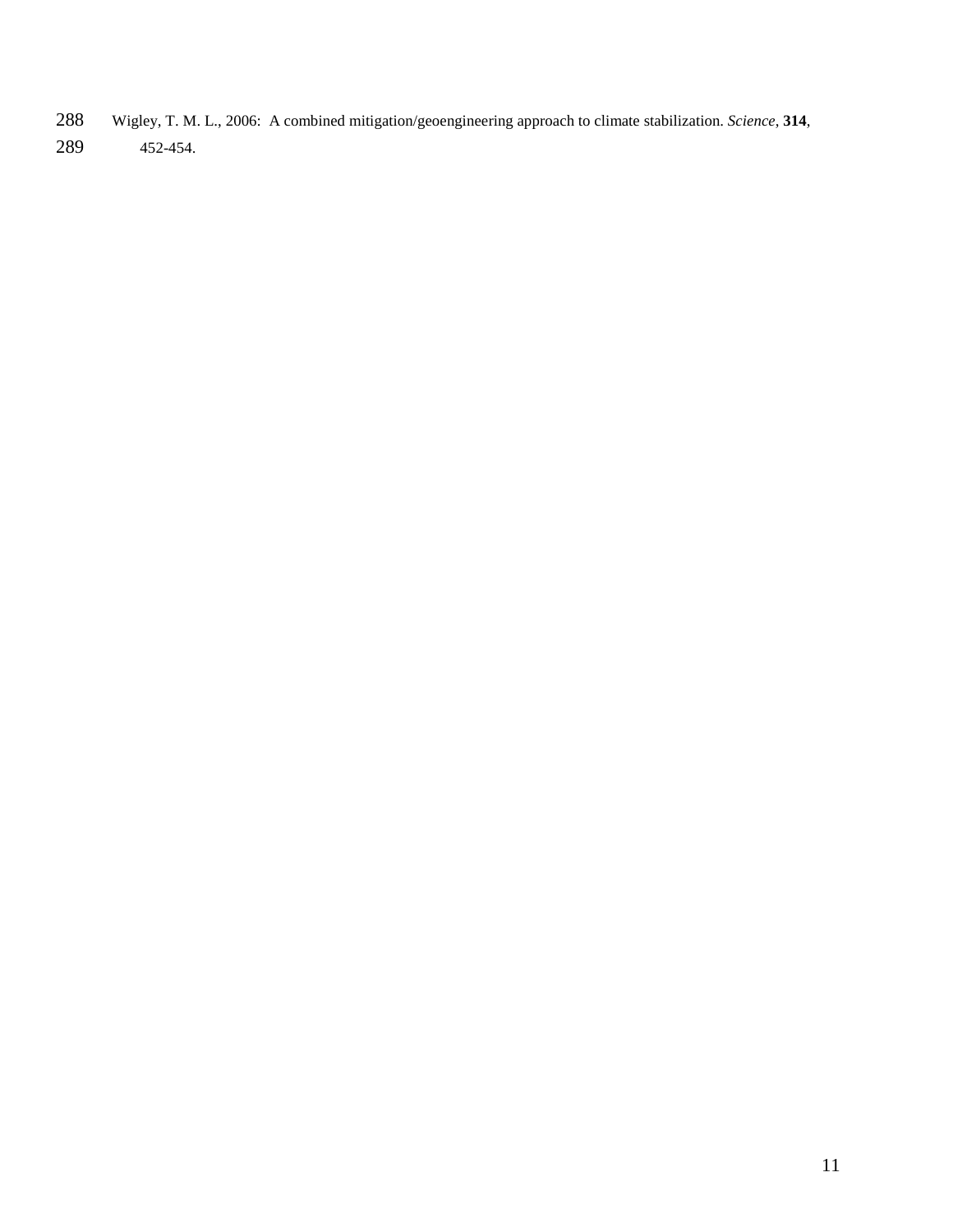Wigley, T. M. L., 2006: A combined mitigation/geoengineering approach to climate stabilization. *Science*, **314**, 452-454.